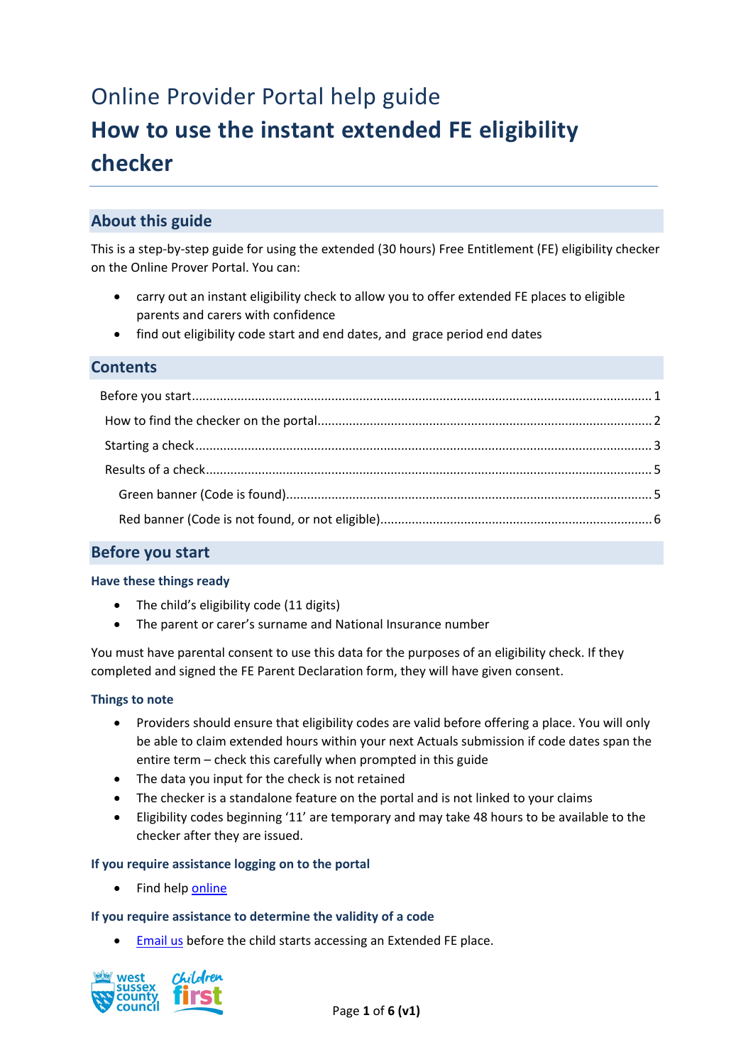# Online Provider Portal help guide

# How to use the instant extended FE eligibility checker

## About this guide

This is a step-by-step guide for using the extended (30 hours) Free Entitlement (FE) eligibility checker on the Online Prover Portal. You can:

- carry out an instant eligibility check to allow you to offer extended FE places to eligible parents and carers with confidence
- find out eligibility code start and end dates, and grace period end dates

## Contents

Before you start.....1

How to find the checker on the portal.....2

Starting a check.....3

Results of a check.....5

Green banner (Code is found).....5

Red banner (Code is not found, or not eligible).....6

## Before you start

### Have these things ready

- The child's eligibility code (11 digits)
- The parent or carer's surname and National Insurance number

You must have parental consent to use this data for the purposes of an eligibility check. If they completed and signed the FE Parent Declaration form, they will have given consent.

### Things to note

- Providers should ensure that eligibility codes are valid before offering a place. You will only be able to claim extended hours within your next Actuals submission if code dates span the entire term – check this carefully when prompted in this guide
- The data you input for the check is not retained
- The checker is a standalone feature on the portal and is not linked to your claims
- Eligibility codes beginning '11' are temporary and may take 48 hours to be available to the checker after they are issued.

### If you require assistance logging on to the portal

- Find help online

### If you require assistance to determine the validity of a code

- Email us before the child starts accessing an Extended FE place.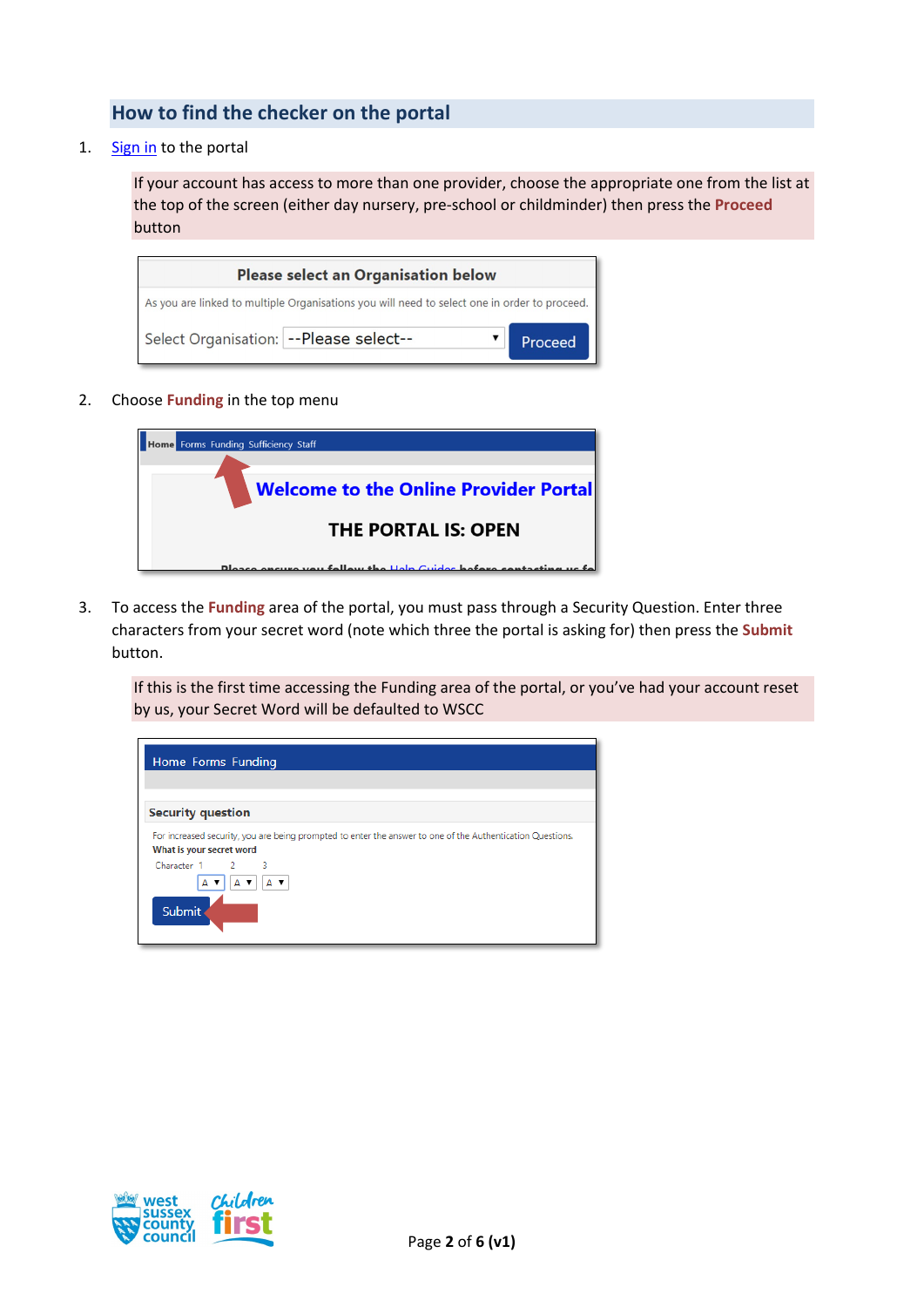## How to find the checker on the portal

1. Sign in to the portal

   If your account has access to more than one provider, choose the appropriate one from the list at the top of the screen (either day nursery, pre-school or childminder) then press the **Proceed** button

2. Choose **Funding** in the top menu

3. To access the **Funding** area of the portal, you must pass through a Security Question. Enter three characters from your secret word (note which three the portal is asking for) then press the **Submit** button.

   If this is the first time accessing the Funding area of the portal, or you've had your account reset by us, your Secret Word will be defaulted to WSCC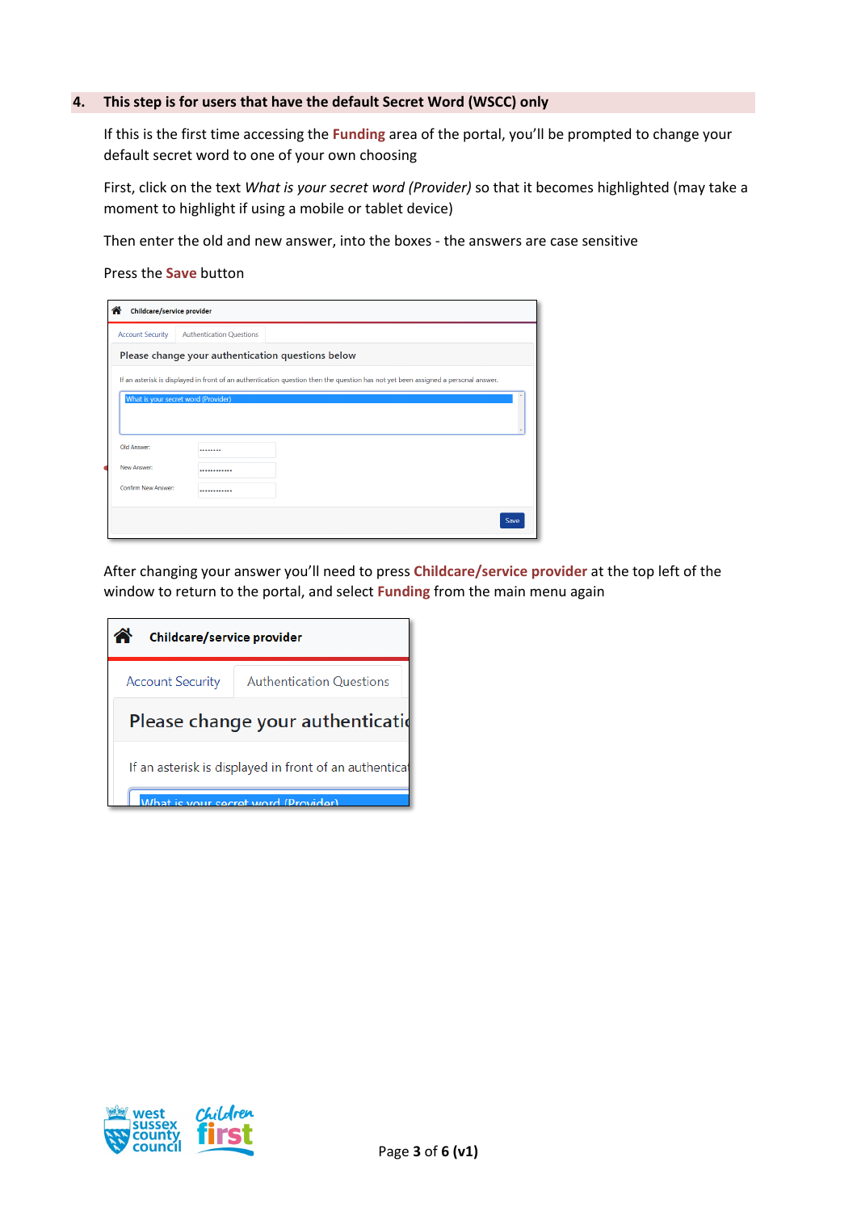## 4. This step is for users that have the default Secret Word (WSCC) only

If this is the first time accessing the **Funding** area of the portal, you'll be prompted to change your default secret word to one of your own choosing

First, click on the text *What is your secret word (Provider)* so that it becomes highlighted (may take a moment to highlight if using a mobile or tablet device)

Then enter the old and new answer, into the boxes - the answers are case sensitive

Press the **Save** button

After changing your answer you'll need to press **Childcare/service provider** at the top left of the window to return to the portal, and select **Funding** from the main menu again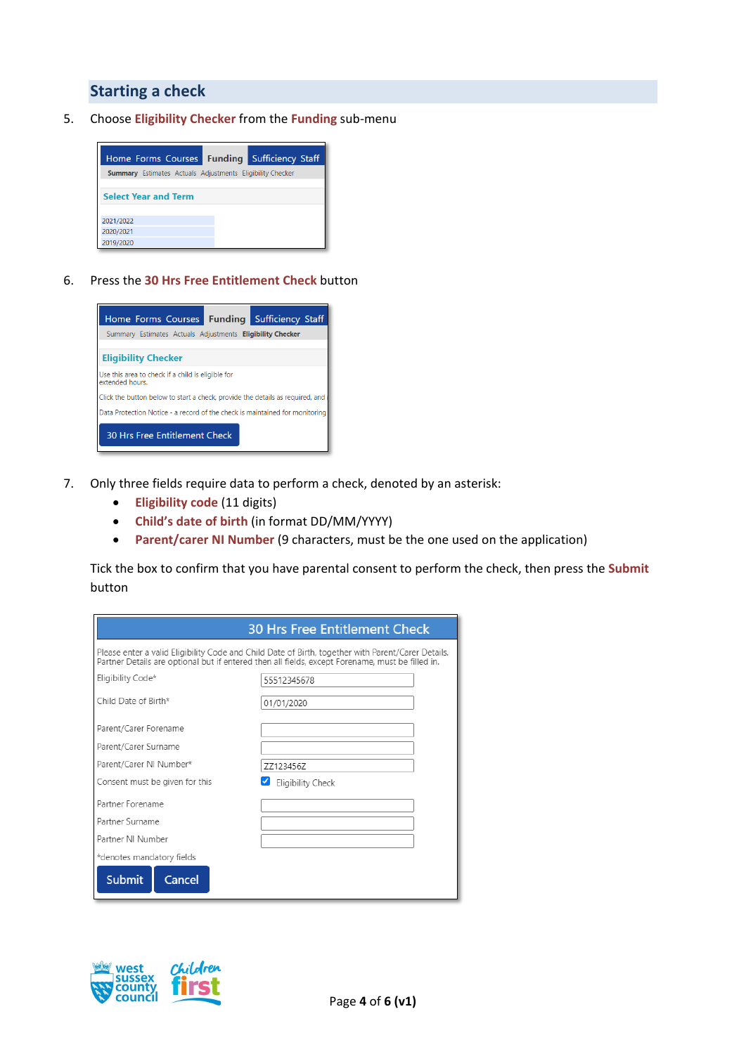## Starting a check

5. Choose **Eligibility Checker** from the **Funding** sub-menu

Home Forms Courses Funding Sufficiency Staff
Summary Estimates Actuals Adjustments Eligibility Checker

Select Year and Term

2021/2022
2020/2021
2019/2020

6. Press the **30 Hrs Free Entitlement Check** button

Home Forms Courses Funding Sufficiency Staff
Summary Estimates Actuals Adjustments Eligibility Checker

Eligibility Checker

Use this area to check if a child is eligible for extended hours.

Click the button below to start a check, provide the details as required, and

Data Protection Notice - a record of the check is maintained for monitoring

30 Hrs Free Entitlement Check

7. Only three fields require data to perform a check, denoted by an asterisk:
   - **Eligibility code** (11 digits)
   - **Child's date of birth** (in format DD/MM/YYYY)
   - **Parent/carer NI Number** (9 characters, must be the one used on the application)

   Tick the box to confirm that you have parental consent to perform the check, then press the **Submit** button

30 Hrs Free Entitlement Check

Please enter a valid Eligibility Code and Child Date of Birth, together with Parent/Carer Details. Partner Details are optional but if entered then all fields, except Forename, must be filled in.

| | |
|---|---|
| Eligibility Code* | 55512345678 |
| Child Date of Birth* | 01/01/2020 |
| Parent/Carer Forename | |
| Parent/Carer Surname | |
| Parent/Carer NI Number* | ZZ123456Z |
| Consent must be given for this | ☑ Eligibility Check |
| Partner Forename | |
| Partner Surname | |
| Partner NI Number | |

*denotes mandatory fields

Submit Cancel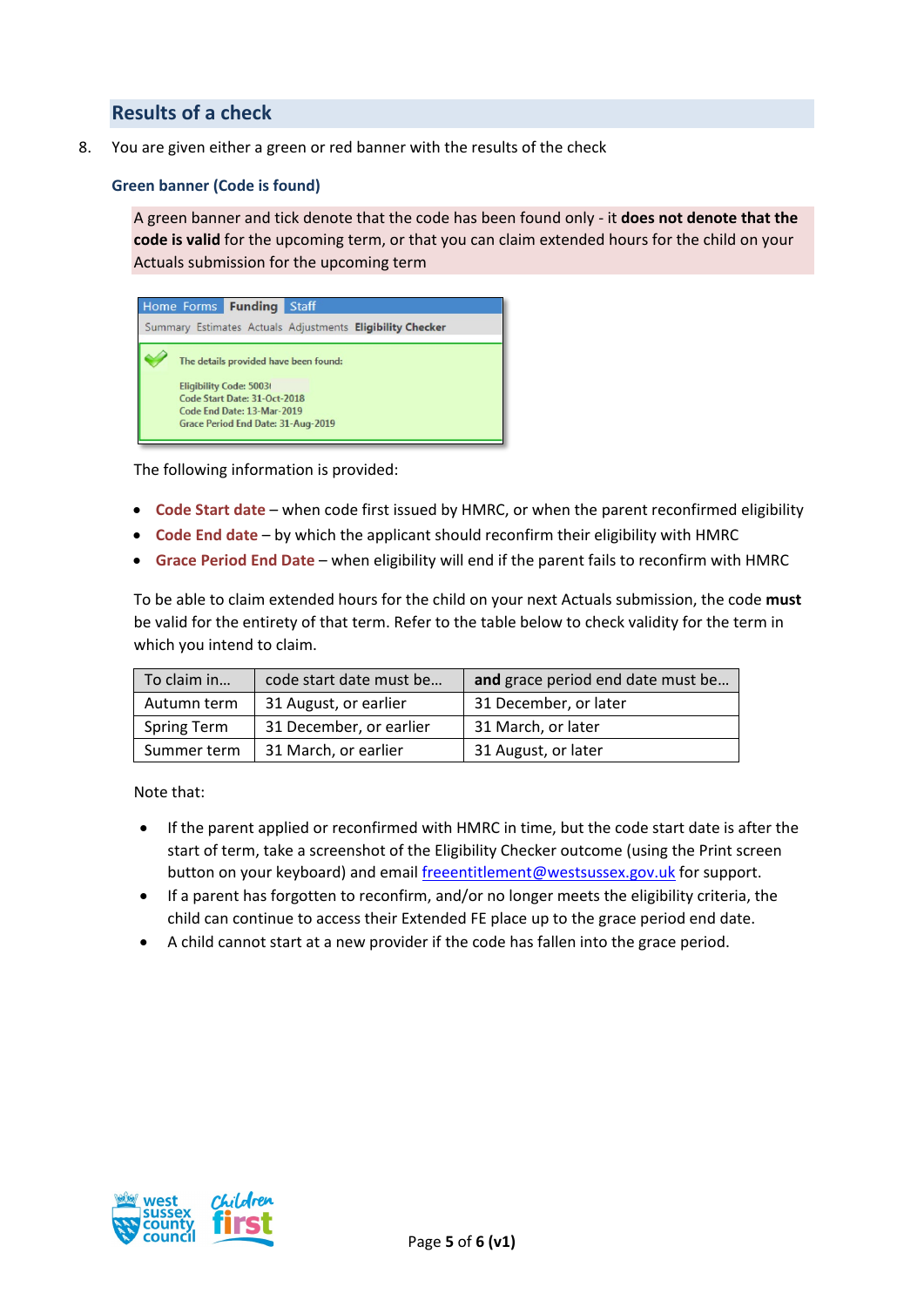## Results of a check

8. You are given either a green or red banner with the results of the check

### Green banner (Code is found)

A green banner and tick denote that the code has been found only - it **does not denote that the code is valid** for the upcoming term, or that you can claim extended hours for the child on your Actuals submission for the upcoming term

Home Forms **Funding** Staff

Summary Estimates Actuals Adjustments **Eligibility Checker**

The details provided have been found:

Eligibility Code: 5003

Code Start Date: 31-Oct-2018

Code End Date: 13-Mar-2019

Grace Period End Date: 31-Aug-2019

The following information is provided:

- **Code Start date** – when code first issued by HMRC, or when the parent reconfirmed eligibility
- **Code End date** – by which the applicant should reconfirm their eligibility with HMRC
- **Grace Period End Date** – when eligibility will end if the parent fails to reconfirm with HMRC

To be able to claim extended hours for the child on your next Actuals submission, the code **must** be valid for the entirety of that term. Refer to the table below to check validity for the term in which you intend to claim.

| To claim in… | code start date must be… | **and** grace period end date must be… |
|---|---|---|
| Autumn term | 31 August, or earlier | 31 December, or later |
| Spring Term | 31 December, or earlier | 31 March, or later |
| Summer term | 31 March, or earlier | 31 August, or later |

Note that:

- If the parent applied or reconfirmed with HMRC in time, but the code start date is after the start of term, take a screenshot of the Eligibility Checker outcome (using the Print screen button on your keyboard) and email freeentitlement@westsussex.gov.uk for support.
- If a parent has forgotten to reconfirm, and/or no longer meets the eligibility criteria, the child can continue to access their Extended FE place up to the grace period end date.
- A child cannot start at a new provider if the code has fallen into the grace period.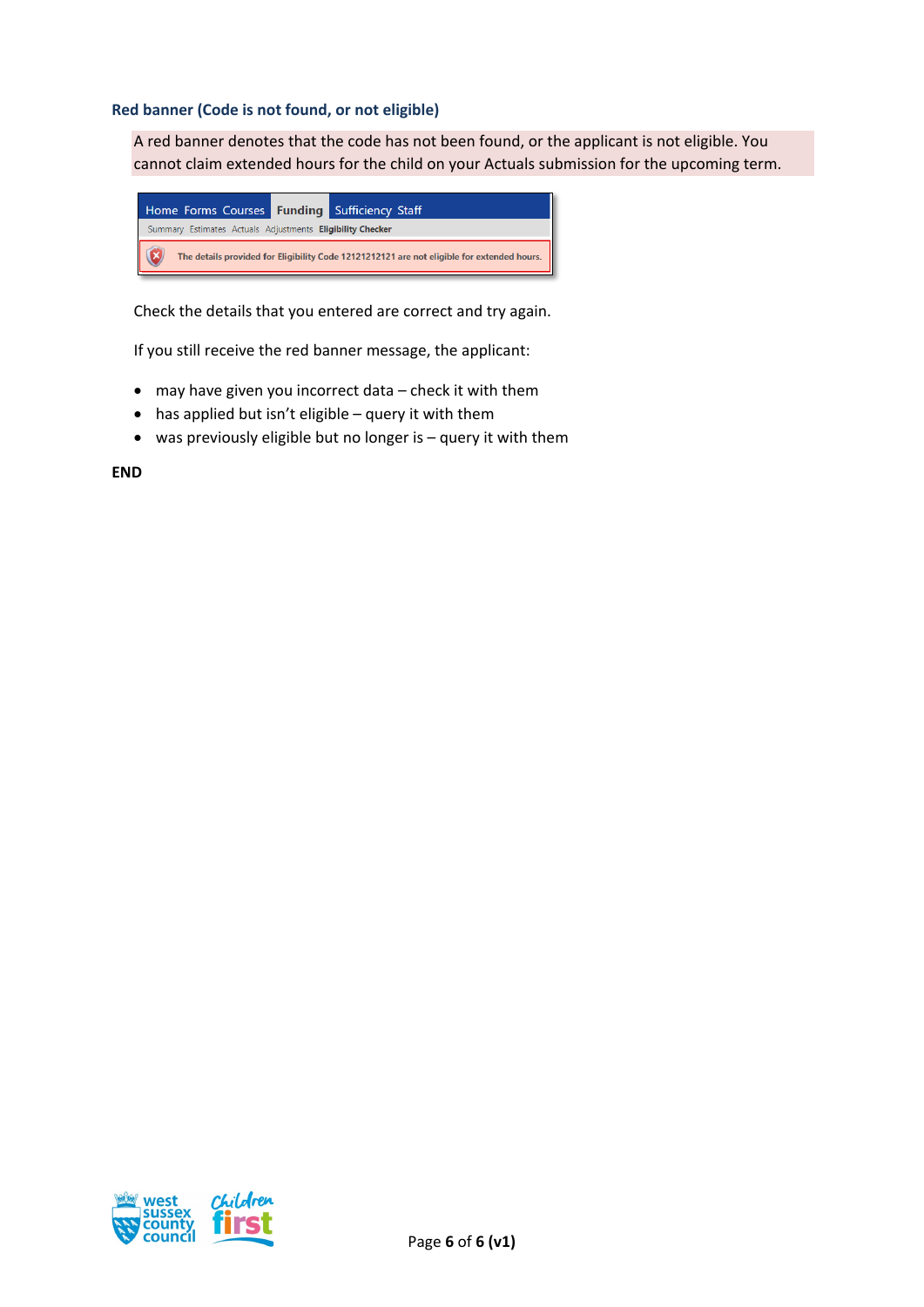### Red banner (Code is not found, or not eligible)

A red banner denotes that the code has not been found, or the applicant is not eligible. You cannot claim extended hours for the child on your Actuals submission for the upcoming term.

Home Forms Courses Funding Sufficiency Staff

Summary Estimates Actuals Adjustments Eligibility Checker

The details provided for Eligibility Code 12121212121 are not eligible for extended hours.

Check the details that you entered are correct and try again.

If you still receive the red banner message, the applicant:

- may have given you incorrect data – check it with them
- has applied but isn't eligible – query it with them
- was previously eligible but no longer is – query it with them

**END**